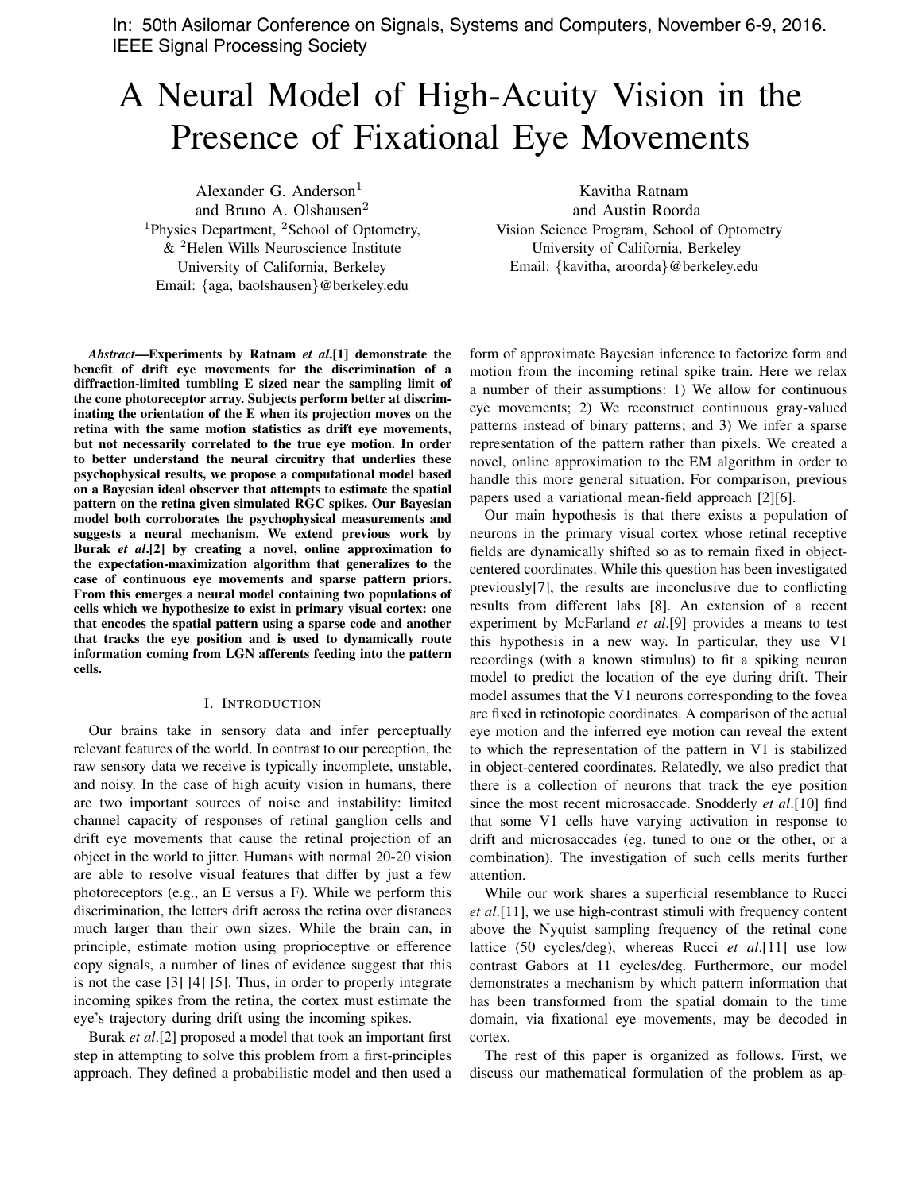In: 50th Asilomar Conference on Signals, Systems and Computers, November 6-9, 2016. IEEE Signal Processing Society

# A Neural Model of High-Acuity Vision in the Presence of Fixational Eye Movements

Alexander G. Anderson[1] and Bruno A. Olshausen[2]
[1]Physics Department, [2]School of Optometry, & [2]Helen Wills Neuroscience Institute
University of California, Berkeley
Email: {aga, baolshausen}@berkeley.edu

Kavitha Ratnam and Austin Roorda
Vision Science Program, School of Optometry
University of California, Berkeley
Email: {kavitha, aroorda}@berkeley.edu

***Abstract*—Experiments by Ratnam *et al.*[1] demonstrate the benefit of drift eye movements for the discrimination of a diffraction-limited tumbling E sized near the sampling limit of the cone photoreceptor array. Subjects perform better at discriminating the orientation of the E when its projection moves on the retina with the same motion statistics as drift eye movements, but not necessarily correlated to the true eye motion. In order to better understand the neural circuitry that underlies these psychophysical results, we propose a computational model based on a Bayesian ideal observer that attempts to estimate the spatial pattern on the retina given simulated RGC spikes. Our Bayesian model both corroborates the psychophysical measurements and suggests a neural mechanism. We extend previous work by Burak *et al.*[2] by creating a novel, online approximation to the expectation-maximization algorithm that generalizes to the case of continuous eye movements and sparse pattern priors. From this emerges a neural model containing two populations of cells which we hypothesize to exist in primary visual cortex: one that encodes the spatial pattern using a sparse code and another that tracks the eye position and is used to dynamically route information coming from LGN afferents feeding into the pattern cells.**

## I. Introduction

Our brains take in sensory data and infer perceptually relevant features of the world. In contrast to our perception, the raw sensory data we receive is typically incomplete, unstable, and noisy. In the case of high acuity vision in humans, there are two important sources of noise and instability: limited channel capacity of responses of retinal ganglion cells and drift eye movements that cause the retinal projection of an object in the world to jitter. Humans with normal 20-20 vision are able to resolve visual features that differ by just a few photoreceptors (e.g., an E versus a F). While we perform this discrimination, the letters drift across the retina over distances much larger than their own sizes. While the brain can, in principle, estimate motion using proprioceptive or efference copy signals, a number of lines of evidence suggest that this is not the case [3] [4] [5]. Thus, in order to properly integrate incoming spikes from the retina, the cortex must estimate the eye's trajectory during drift using the incoming spikes.

Burak *et al.*[2] proposed a model that took an important first step in attempting to solve this problem from a first-principles approach. They defined a probabilistic model and then used a form of approximate Bayesian inference to factorize form and motion from the incoming retinal spike train. Here we relax a number of their assumptions: 1) We allow for continuous eye movements; 2) We reconstruct continuous gray-valued patterns instead of binary patterns; and 3) We infer a sparse representation of the pattern rather than pixels. We created a novel, online approximation to the EM algorithm in order to handle this more general situation. For comparison, previous papers used a variational mean-field approach [2][6].

Our main hypothesis is that there exists a population of neurons in the primary visual cortex whose retinal receptive fields are dynamically shifted so as to remain fixed in object-centered coordinates. While this question has been investigated previously[7], the results are inconclusive due to conflicting results from different labs [8]. An extension of a recent experiment by McFarland *et al.*[9] provides a means to test this hypothesis in a new way. In particular, they use V1 recordings (with a known stimulus) to fit a spiking neuron model to predict the location of the eye during drift. Their model assumes that the V1 neurons corresponding to the fovea are fixed in retinotopic coordinates. A comparison of the actual eye motion and the inferred eye motion can reveal the extent to which the representation of the pattern in V1 is stabilized in object-centered coordinates. Relatedly, we also predict that there is a collection of neurons that track the eye position since the most recent microsaccade. Snodderly *et al.*[10] find that some V1 cells have varying activation in response to drift and microsaccades (eg. tuned to one or the other, or a combination). The investigation of such cells merits further attention.

While our work shares a superficial resemblance to Rucci *et al.*[11], we use high-contrast stimuli with frequency content above the Nyquist sampling frequency of the retinal cone lattice (50 cycles/deg), whereas Rucci *et al.*[11] use low contrast Gabors at 11 cycles/deg. Furthermore, our model demonstrates a mechanism by which pattern information that has been transformed from the spatial domain to the time domain, via fixational eye movements, may be decoded in cortex.

The rest of this paper is organized as follows. First, we discuss our mathematical formulation of the problem as ap-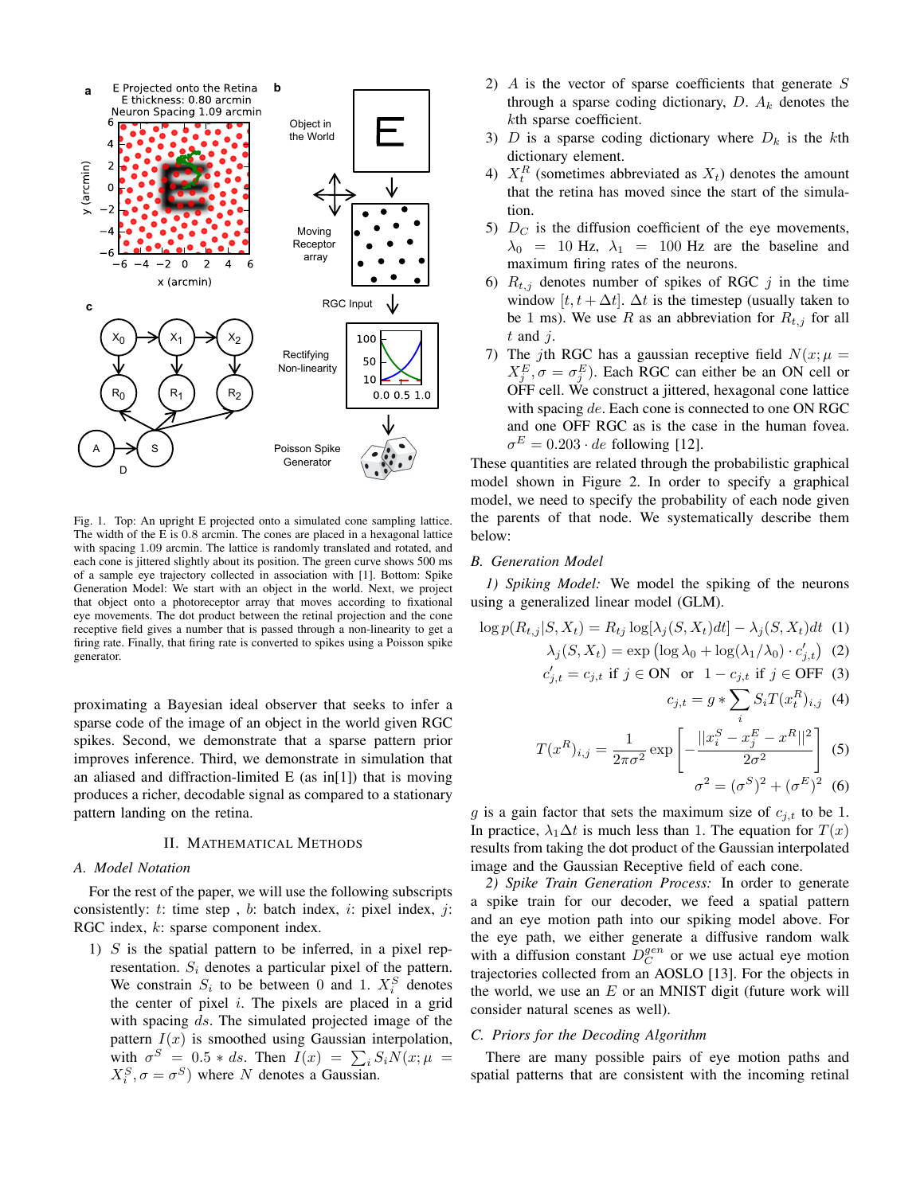Fig. 1. Top: An upright E projected onto a simulated cone sampling lattice. The width of the E is 0.8 arcmin. The cones are placed in a hexagonal lattice with spacing 1.09 arcmin. The lattice is randomly translated and rotated, and each cone is jittered slightly about its position. The green curve shows 500 ms of a sample eye trajectory collected in association with [1]. Bottom: Spike Generation Model: We start with an object in the world. Next, we project that object onto a photoreceptor array that moves according to fixational eye movements. The dot product between the retinal projection and the cone receptive field gives a number that is passed through a non-linearity to get a firing rate. Finally, that firing rate is converted to spikes using a Poisson spike generator.

proximating a Bayesian ideal observer that seeks to infer a sparse code of the image of an object in the world given RGC spikes. Second, we demonstrate that a sparse pattern prior improves inference. Third, we demonstrate in simulation that an aliased and diffraction-limited E (as in[1]) that is moving produces a richer, decodable signal as compared to a stationary pattern landing on the retina.

## II. Mathematical Methods

### A. Model Notation

For the rest of the paper, we will use the following subscripts consistently: $t$: time step , $b$: batch index, $i$: pixel index, $j$: RGC index, $k$: sparse component index.

1) $S$ is the spatial pattern to be inferred, in a pixel representation. $S_i$ denotes a particular pixel of the pattern. We constrain $S_i$ to be between 0 and 1. $X_i^S$ denotes the center of pixel $i$. The pixels are placed in a grid with spacing $ds$. The simulated projected image of the pattern $I(x)$ is smoothed using Gaussian interpolation, with $\sigma^S = 0.5 * ds$. Then $I(x) = \sum_i S_i N(x; \mu = X_i^S, \sigma = \sigma^S)$ where $N$ denotes a Gaussian.
2) $A$ is the vector of sparse coefficients that generate $S$ through a sparse coding dictionary, $D$. $A_k$ denotes the $k$th sparse coefficient.
3) $D$ is a sparse coding dictionary where $D_k$ is the $k$th dictionary element.
4) $X_t^R$ (sometimes abbreviated as $X_t$) denotes the amount that the retina has moved since the start of the simulation.
5) $D_C$ is the diffusion coefficient of the eye movements, $\lambda_0 = 10$ Hz, $\lambda_1 = 100$ Hz are the baseline and maximum firing rates of the neurons.
6) $R_{t,j}$ denotes number of spikes of RGC $j$ in the time window $[t, t + \Delta t]$. $\Delta t$ is the timestep (usually taken to be 1 ms). We use $R$ as an abbreviation for $R_{t,j}$ for all $t$ and $j$.
7) The $j$th RGC has a gaussian receptive field $N(x; \mu = X_j^E, \sigma = \sigma_j^E)$. Each RGC can either be an ON cell or OFF cell. We construct a jittered, hexagonal cone lattice with spacing $de$. Each cone is connected to one ON RGC and one OFF RGC as is the case in the human fovea. $\sigma^E = 0.203 \cdot de$ following [12].

These quantities are related through the probabilistic graphical model shown in Figure 2. In order to specify a graphical model, we need to specify the probability of each node given the parents of that node. We systematically describe them below:

### B. Generation Model

*1) Spiking Model:* We model the spiking of the neurons using a generalized linear model (GLM).

$$\log p(R_{t,j}|S, X_t) = R_{tj} \log[\lambda_j(S, X_t)dt] - \lambda_j(S, X_t)dt \quad (1)$$

$$\lambda_j(S, X_t) = \exp\left(\log \lambda_0 + \log(\lambda_1/\lambda_0) \cdot c'_{j,t}\right) \quad (2)$$

$$c'_{j,t} = c_{j,t} \text{ if } j \in \text{ON} \quad \text{or} \quad 1 - c_{j,t} \text{ if } j \in \text{OFF} \quad (3)$$

$$c_{j,t} = g * \sum_i S_i T(x_t^R)_{i,j} \quad (4)$$

$$T(x^R)_{i,j} = \frac{1}{2\pi\sigma^2} \exp\left[-\frac{||x_i^S - x_j^E - x^R||^2}{2\sigma^2}\right] \quad (5)$$

$$\sigma^2 = (\sigma^S)^2 + (\sigma^E)^2 \quad (6)$$

$g$ is a gain factor that sets the maximum size of $c_{j,t}$ to be 1. In practice, $\lambda_1 \Delta t$ is much less than 1. The equation for $T(x)$ results from taking the dot product of the Gaussian interpolated image and the Gaussian Receptive field of each cone.

*2) Spike Train Generation Process:* In order to generate a spike train for our decoder, we feed a spatial pattern and an eye motion path into our spiking model above. For the eye path, we either generate a diffusive random walk with a diffusion constant $D_C^{gen}$ or we use actual eye motion trajectories collected from an AOSLO [13]. For the objects in the world, we use an $E$ or an MNIST digit (future work will consider natural scenes as well).

### C. Priors for the Decoding Algorithm

There are many possible pairs of eye motion paths and spatial patterns that are consistent with the incoming retinal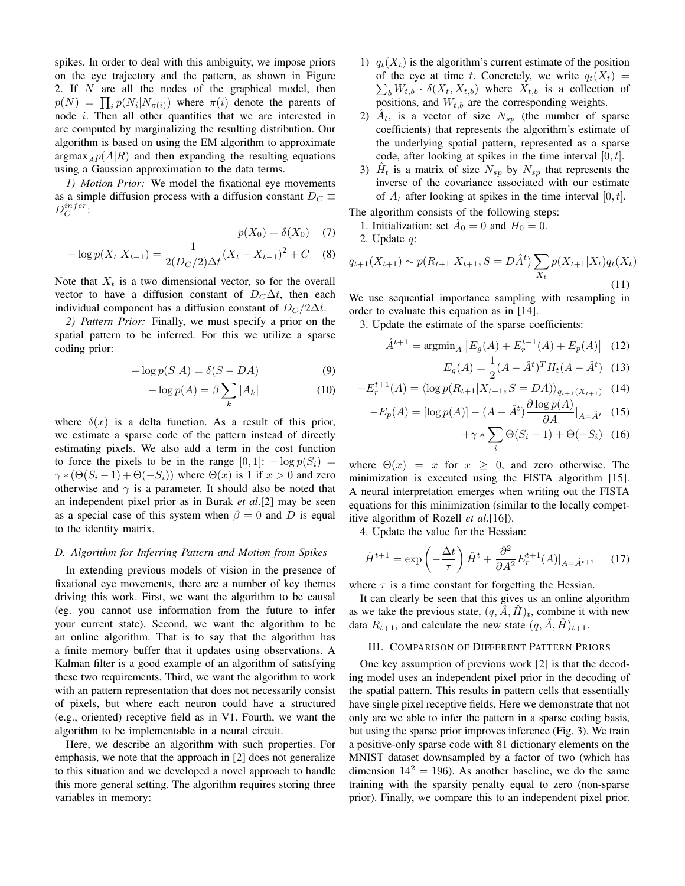spikes. In order to deal with this ambiguity, we impose priors on the eye trajectory and the pattern, as shown in Figure 2. If $N$ are all the nodes of the graphical model, then $p(N) = \prod_i p(N_i | N_{\pi(i)})$ where $\pi(i)$ denote the parents of node $i$. Then all other quantities that we are interested in are computed by marginalizing the resulting distribution. Our algorithm is based on using the EM algorithm to approximate $\text{argmax}_A p(A|R)$ and then expanding the resulting equations using a Gaussian approximation to the data terms.

*1) Motion Prior:* We model the fixational eye movements as a simple diffusion process with a diffusion constant $D_C \equiv D_C^{infer}$:

$$p(X_0) = \delta(X_0) \quad (7)$$

$$-\log p(X_t|X_{t-1}) = \frac{1}{2(D_C/2)\Delta t}(X_t - X_{t-1})^2 + C \quad (8)$$

Note that $X_t$ is a two dimensional vector, so for the overall vector to have a diffusion constant of $D_C \Delta t$, then each individual component has a diffusion constant of $D_C/2\Delta t$.

*2) Pattern Prior:* Finally, we must specify a prior on the spatial pattern to be inferred. For this we utilize a sparse coding prior:

$$-\log p(S|A) = \delta(S - DA) \quad (9)$$

$$-\log p(A) = \beta \sum_k |A_k| \quad (10)$$

where $\delta(x)$ is a delta function. As a result of this prior, we estimate a sparse code of the pattern instead of directly estimating pixels. We also add a term in the cost function to force the pixels to be in the range $[0, 1]$: $-\log p(S_i) = \gamma * (\Theta(S_i - 1) + \Theta(-S_i))$ where $\Theta(x)$ is 1 if $x > 0$ and zero otherwise and $\gamma$ is a parameter. It should also be noted that an independent pixel prior as in Burak *et al*.[2] may be seen as a special case of this system when $\beta = 0$ and $D$ is equal to the identity matrix.

### D. Algorithm for Inferring Pattern and Motion from Spikes

In extending previous models of vision in the presence of fixational eye movements, there are a number of key themes driving this work. First, we want the algorithm to be causal (eg. you cannot use information from the future to infer your current state). Second, we want the algorithm to be an online algorithm. That is to say that the algorithm has a finite memory buffer that it updates using observations. A Kalman filter is a good example of an algorithm of satisfying these two requirements. Third, we want the algorithm to work with an pattern representation that does not necessarily consist of pixels, but where each neuron could have a structured (e.g., oriented) receptive field as in V1. Fourth, we want the algorithm to be implementable in a neural circuit.

Here, we describe an algorithm with such properties. For emphasis, we note that the approach in [2] does not generalize to this situation and we developed a novel approach to handle this more general setting. The algorithm requires storing three variables in memory:

1) $q_t(X_t)$ is the algorithm's current estimate of the position of the eye at time $t$. Concretely, we write $q_t(X_t) = \sum_b W_{t,b} \cdot \delta(X_t, X_{t,b})$ where $X_{t,b}$ is a collection of positions, and $W_{t,b}$ are the corresponding weights.
2) $\hat{A}_t$, is a vector of size $N_{sp}$ (the number of sparse coefficients) that represents the algorithm's estimate of the underlying spatial pattern, represented as a sparse code, after looking at spikes in the time interval $[0, t]$.
3) $\hat{H}_t$ is a matrix of size $N_{sp}$ by $N_{sp}$ that represents the inverse of the covariance associated with our estimate of $A_t$ after looking at spikes in the time interval $[0, t]$.

The algorithm consists of the following steps:

1. Initialization: set $\hat{A}_0 = 0$ and $H_0 = 0$.

2. Update $q$:

$$q_{t+1}(X_{t+1}) \sim p(R_{t+1}|X_{t+1}, S = D\hat{A}^t) \sum_{X_t} p(X_{t+1}|X_t) q_t(X_t) \quad (11)$$

We use sequential importance sampling with resampling in order to evaluate this equation as in [14].

3. Update the estimate of the sparse coefficients:

$$\hat{A}^{t+1} = \text{argmin}_A \left[ E_g(A) + E_r^{t+1}(A) + E_p(A) \right] \quad (12)$$

$$E_g(A) = \frac{1}{2}(A - \hat{A}^t)^T H_t (A - \hat{A}^t) \quad (13)$$

$$-E_r^{t+1}(A) = \langle \log p(R_{t+1}|X_{t+1}, S = DA) \rangle_{q_{t+1}(X_{t+1})} \quad (14)$$

$$-E_p(A) = [\log p(A)] - (A - \hat{A}^t) \frac{\partial \log p(A)}{\partial A}\Big|_{A=\hat{A}^t} \quad (15)$$

$$+\gamma * \sum_i \Theta(S_i - 1) + \Theta(-S_i) \quad (16)$$

where $\Theta(x) = x$ for $x \geq 0$, and zero otherwise. The minimization is executed using the FISTA algorithm [15]. A neural interpretation emerges when writing out the FISTA equations for this minimization (similar to the locally competitive algorithm of Rozell *et al*.[16]).

4. Update the value for the Hessian:

$$\hat{H}^{t+1} = \exp\left(-\frac{\Delta t}{\tau}\right) \hat{H}^t + \frac{\partial^2}{\partial A^2} E_r^{t+1}(A)\Big|_{A=\hat{A}^{t+1}} \quad (17)$$

where $\tau$ is a time constant for forgetting the Hessian.

It can clearly be seen that this gives us an online algorithm as we take the previous state, $(q, \hat{A}, \hat{H})_t$, combine it with new data $R_{t+1}$, and calculate the new state $(q, \hat{A}, \hat{H})_{t+1}$.

## III. Comparison of Different Pattern Priors

One key assumption of previous work [2] is that the decoding model uses an independent pixel prior in the decoding of the spatial pattern. This results in pattern cells that essentially have single pixel receptive fields. Here we demonstrate that not only are we able to infer the pattern in a sparse coding basis, but using the sparse prior improves inference (Fig. 3). We train a positive-only sparse code with 81 dictionary elements on the MNIST dataset downsampled by a factor of two (which has dimension $14^2 = 196$). As another baseline, we do the same training with the sparsity penalty equal to zero (non-sparse prior). Finally, we compare this to an independent pixel prior.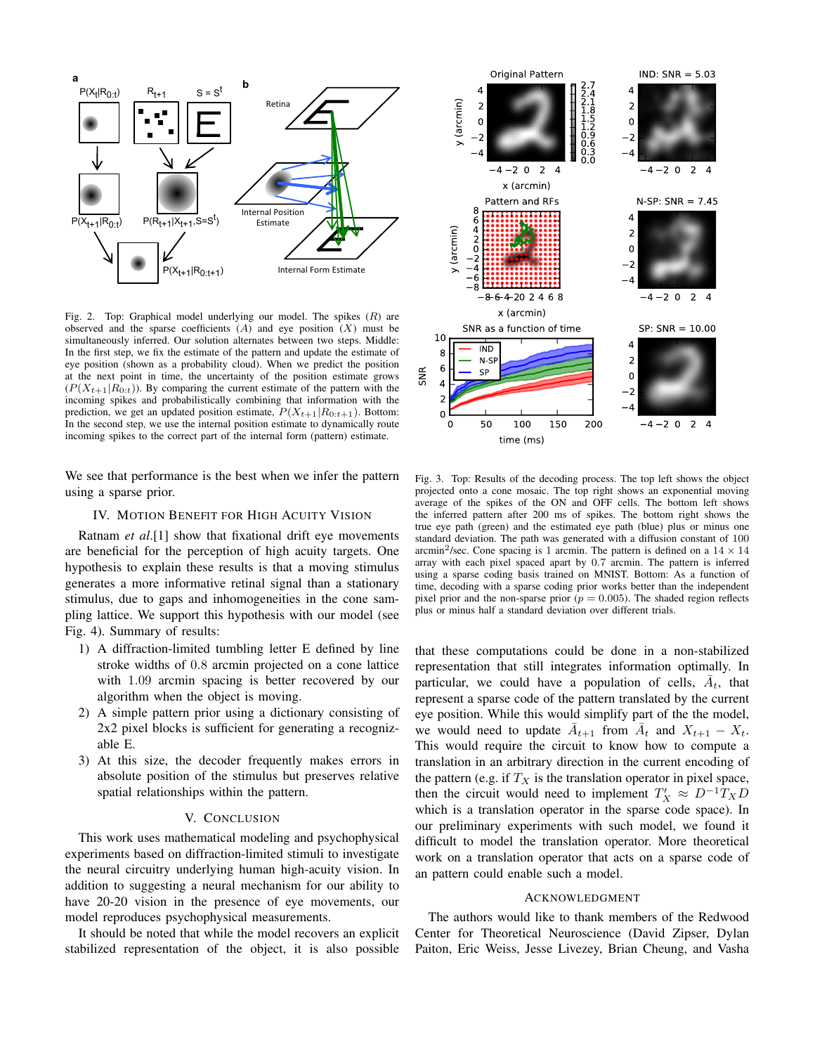Fig. 2. Top: Graphical model underlying our model. The spikes ($R$) are observed and the sparse coefficients ($A$) and eye position ($X$) must be simultaneously inferred. Our solution alternates between two steps. Middle: In the first step, we fix the estimate of the pattern and update the estimate of eye position (shown as a probability cloud). When we predict the position at the next point in time, the uncertainty of the position estimate grows ($P(X_{t+1}|R_{0:t})$). By comparing the current estimate of the pattern with the incoming spikes and probabilistically combining that information with the prediction, we get an updated position estimate, $P(X_{t+1}|R_{0:t+1})$. Bottom: In the second step, we use the internal position estimate to dynamically route incoming spikes to the correct part of the internal form (pattern) estimate.

Fig. 3. Top: Results of the decoding process. The top left shows the object projected onto a cone mosaic. The top right shows an exponential moving average of the spikes of the ON and OFF cells. The bottom left shows the inferred pattern after 200 ms of spikes. The bottom right shows the true eye path (green) and the estimated eye path (blue) plus or minus one standard deviation. The path was generated with a diffusion constant of 100 arcmin$^2$/sec. Cone spacing is 1 arcmin. The pattern is defined on a $14 \times 14$ array with each pixel spaced apart by 0.7 arcmin. The pattern is inferred using a sparse coding basis trained on MNIST. Bottom: As a function of time, decoding with a sparse coding prior works better than the independent pixel prior and the non-sparse prior ($p = 0.005$). The shaded region reflects plus or minus half a standard deviation over different trials.

We see that performance is the best when we infer the pattern using a sparse prior.

## IV. Motion Benefit for High Acuity Vision

Ratnam *et al.*[1] show that fixational drift eye movements are beneficial for the perception of high acuity targets. One hypothesis to explain these results is that a moving stimulus generates a more informative retinal signal than a stationary stimulus, due to gaps and inhomogeneities in the cone sampling lattice. We support this hypothesis with our model (see Fig. 4). Summary of results:

1) A diffraction-limited tumbling letter E defined by line stroke widths of 0.8 arcmin projected on a cone lattice with 1.09 arcmin spacing is better recovered by our algorithm when the object is moving.
2) A simple pattern prior using a dictionary consisting of 2x2 pixel blocks is sufficient for generating a recognizable E.
3) At this size, the decoder frequently makes errors in absolute position of the stimulus but preserves relative spatial relationships within the pattern.

## V. Conclusion

This work uses mathematical modeling and psychophysical experiments based on diffraction-limited stimuli to investigate the neural circuitry underlying human high-acuity vision. In addition to suggesting a neural mechanism for our ability to have 20-20 vision in the presence of eye movements, our model reproduces psychophysical measurements.

It should be noted that while the model recovers an explicit stabilized representation of the object, it is also possible that these computations could be done in a non-stabilized representation that still integrates information optimally. In particular, we could have a population of cells, $\bar{A}_t$, that represent a sparse code of the pattern translated by the current eye position. While this would simplify part of the model, we would need to update $\bar{A}_{t+1}$ from $\bar{A}_t$ and $X_{t+1} - X_t$. This would require the circuit to know how to compute a translation in an arbitrary direction in the current encoding of the pattern (e.g. if $T_X$ is the translation operator in pixel space, then the circuit would need to implement $T'_X \approx D^{-1} T_X D$ which is a translation operator in the sparse code space). In our preliminary experiments with such model, we found it difficult to model the translation operator. More theoretical work on a translation operator that acts on a sparse code of an pattern could enable such a model.

## Acknowledgment

The authors would like to thank members of the Redwood Center for Theoretical Neuroscience (David Zipser, Dylan Paiton, Eric Weiss, Jesse Livezey, Brian Cheung, and Vasha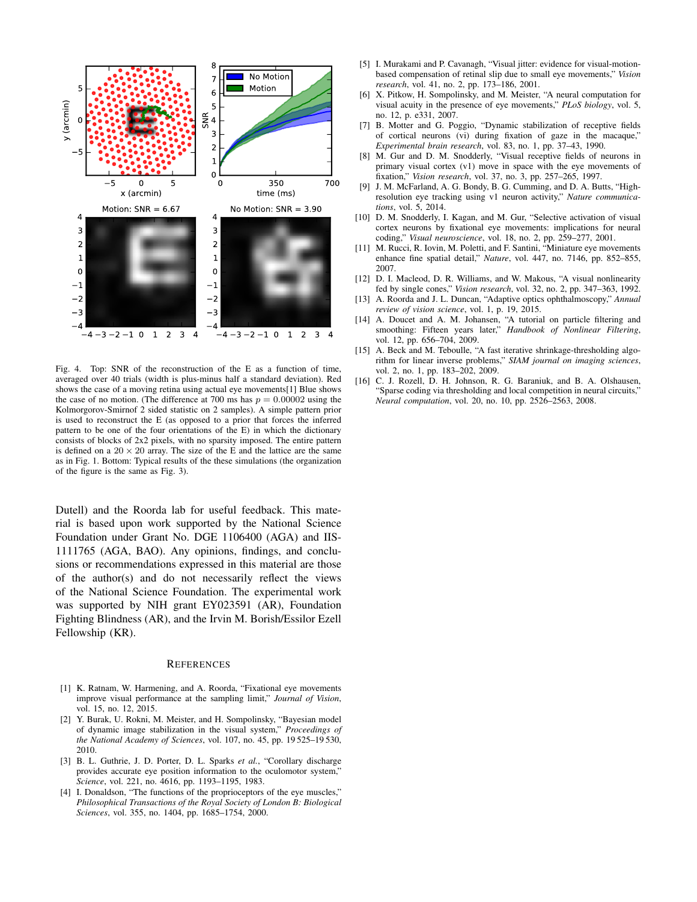y (arcmin)
5
0
−5
−5 0 5
x (arcmin)

SNR
8
7
6
5
4
3
2
1
0
No Motion
Motion
0 350 700
time (ms)

Motion: SNR = 6.67
4
3
2
1
0
−1
−2
−3
−4
−4 −3 −2 −1 0 1 2 3 4

No Motion: SNR = 3.90
4
3
2
1
0
−1
−2
−3
−4
−4 −3 −2 −1 0 1 2 3 4

Fig. 4. Top: SNR of the reconstruction of the E as a function of time, averaged over 40 trials (width is plus-minus half a standard deviation). Red shows the case of a moving retina using actual eye movements[1] Blue shows the case of no motion. (The difference at 700 ms has $p = 0.00002$ using the Kolmorgorov-Smirnof 2 sided statistic on 2 samples). A simple pattern prior is used to reconstruct the E (as opposed to a prior that forces the inferred pattern to be one of the four orientations of the E) in which the dictionary consists of blocks of 2x2 pixels, with no sparsity imposed. The entire pattern is defined on a $20 \times 20$ array. The size of the E and the lattice are the same as in Fig. 1. Bottom: Typical results of the these simulations (the organization of the figure is the same as Fig. 3).

Dutell) and the Roorda lab for useful feedback. This material is based upon work supported by the National Science Foundation under Grant No. DGE 1106400 (AGA) and IIS-1111765 (AGA, BAO). Any opinions, findings, and conclusions or recommendations expressed in this material are those of the author(s) and do not necessarily reflect the views of the National Science Foundation. The experimental work was supported by NIH grant EY023591 (AR), Foundation Fighting Blindness (AR), and the Irvin M. Borish/Essilor Ezell Fellowship (KR).

## References

[1] K. Ratnam, W. Harmening, and A. Roorda, "Fixational eye movements improve visual performance at the sampling limit," *Journal of Vision*, vol. 15, no. 12, 2015.

[2] Y. Burak, U. Rokni, M. Meister, and H. Sompolinsky, "Bayesian model of dynamic image stabilization in the visual system," *Proceedings of the National Academy of Sciences*, vol. 107, no. 45, pp. 19 525–19 530, 2010.

[3] B. L. Guthrie, J. D. Porter, D. L. Sparks *et al.*, "Corollary discharge provides accurate eye position information to the oculomotor system," *Science*, vol. 221, no. 4616, pp. 1193–1195, 1983.

[4] I. Donaldson, "The functions of the proprioceptors of the eye muscles," *Philosophical Transactions of the Royal Society of London B: Biological Sciences*, vol. 355, no. 1404, pp. 1685–1754, 2000.

[5] I. Murakami and P. Cavanagh, "Visual jitter: evidence for visual-motion-based compensation of retinal slip due to small eye movements," *Vision research*, vol. 41, no. 2, pp. 173–186, 2001.

[6] X. Pitkow, H. Sompolinsky, and M. Meister, "A neural computation for visual acuity in the presence of eye movements," *PLoS biology*, vol. 5, no. 12, p. e331, 2007.

[7] B. Motter and G. Poggio, "Dynamic stabilization of receptive fields of cortical neurons (vi) during fixation of gaze in the macaque," *Experimental brain research*, vol. 83, no. 1, pp. 37–43, 1990.

[8] M. Gur and D. M. Snodderly, "Visual receptive fields of neurons in primary visual cortex (v1) move in space with the eye movements of fixation," *Vision research*, vol. 37, no. 3, pp. 257–265, 1997.

[9] J. M. McFarland, A. G. Bondy, B. G. Cumming, and D. A. Butts, "High-resolution eye tracking using v1 neuron activity," *Nature communications*, vol. 5, 2014.

[10] D. M. Snodderly, I. Kagan, and M. Gur, "Selective activation of visual cortex neurons by fixational eye movements: implications for neural coding," *Visual neuroscience*, vol. 18, no. 2, pp. 259–277, 2001.

[11] M. Rucci, R. Iovin, M. Poletti, and F. Santini, "Miniature eye movements enhance fine spatial detail," *Nature*, vol. 447, no. 7146, pp. 852–855, 2007.

[12] D. I. Macleod, D. R. Williams, and W. Makous, "A visual nonlinearity fed by single cones," *Vision research*, vol. 32, no. 2, pp. 347–363, 1992.

[13] A. Roorda and J. L. Duncan, "Adaptive optics ophthalmoscopy," *Annual review of vision science*, vol. 1, p. 19, 2015.

[14] A. Doucet and A. M. Johansen, "A tutorial on particle filtering and smoothing: Fifteen years later," *Handbook of Nonlinear Filtering*, vol. 12, pp. 656–704, 2009.

[15] A. Beck and M. Teboulle, "A fast iterative shrinkage-thresholding algorithm for linear inverse problems," *SIAM journal on imaging sciences*, vol. 2, no. 1, pp. 183–202, 2009.

[16] C. J. Rozell, D. H. Johnson, R. G. Baraniuk, and B. A. Olshausen, "Sparse coding via thresholding and local competition in neural circuits," *Neural computation*, vol. 20, no. 10, pp. 2526–2563, 2008.